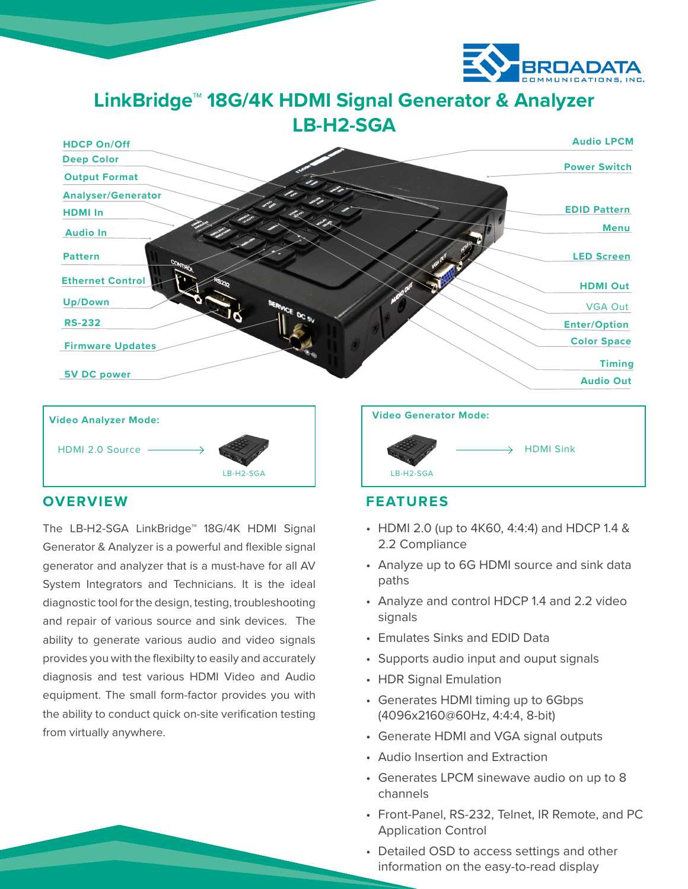# LinkBridge™ 18G/4K HDMI Signal Generator & Analyzer

## LB-H2-SGA

HDCP On/Off
Deep Color
Output Format
Analyser/Generator
HDMI In
Audio In
Pattern
Ethernet Control
Up/Down
RS-232
Firmware Updates
5V DC power

Audio LPCM
Power Switch
EDID Pattern
Menu
LED Screen
HDMI Out
VGA Out
Enter/Option
Color Space
Timing
Audio Out

**Video Analyzer Mode:**

HDMI 2.0 Source → LB-H2-SGA

**Video Generator Mode:**

LB-H2-SGA → HDMI Sink

## OVERVIEW

The LB-H2-SGA LinkBridge™ 18G/4K HDMI Signal Generator & Analyzer is a powerful and flexible signal generator and analyzer that is a must-have for all AV System Integrators and Technicians. It is the ideal diagnostic tool for the design, testing, troubleshooting and repair of various source and sink devices. The ability to generate various audio and video signals provides you with the flexibilty to easily and accurately diagnosis and test various HDMI Video and Audio equipment. The small form-factor provides you with the ability to conduct quick on-site verification testing from virtually anywhere.

## FEATURES

- HDMI 2.0 (up to 4K60, 4:4:4) and HDCP 1.4 & 2.2 Compliance
- Analyze up to 6G HDMI source and sink data paths
- Analyze and control HDCP 1.4 and 2.2 video signals
- Emulates Sinks and EDID Data
- Supports audio input and ouput signals
- HDR Signal Emulation
- Generates HDMI timing up to 6Gbps (4096x2160@60Hz, 4:4:4, 8-bit)
- Generate HDMI and VGA signal outputs
- Audio Insertion and Extraction
- Generates LPCM sinewave audio on up to 8 channels
- Front-Panel, RS-232, Telnet, IR Remote, and PC Application Control
- Detailed OSD to access settings and other information on the easy-to-read display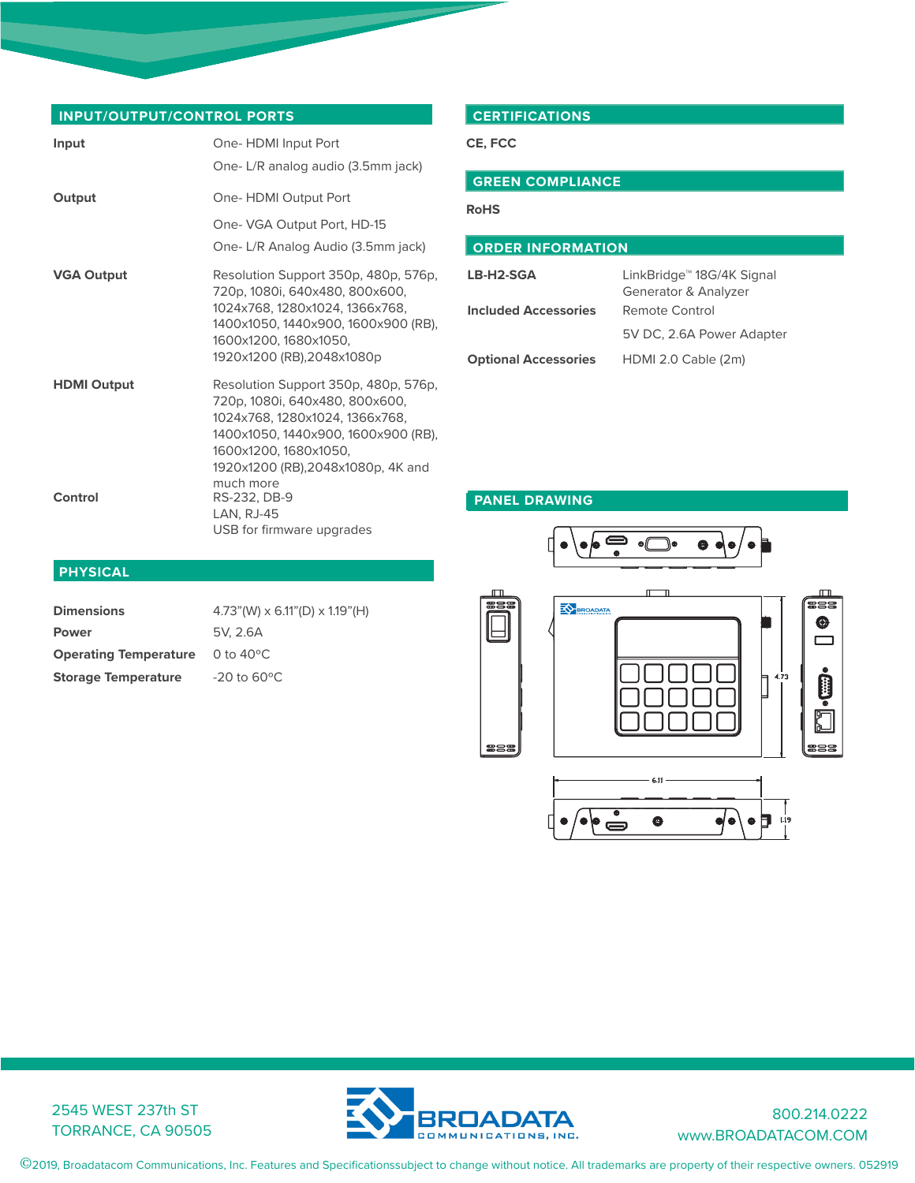## INPUT/OUTPUT/CONTROL PORTS

| | |
|---|---|
| **Input** | One- HDMI Input Port<br>One- L/R analog audio (3.5mm jack) |
| **Output** | One- HDMI Output Port<br>One- VGA Output Port, HD-15<br>One- L/R Analog Audio (3.5mm jack) |
| **VGA Output** | Resolution Support 350p, 480p, 576p, 720p, 1080i, 640x480, 800x600, 1024x768, 1280x1024, 1366x768, 1400x1050, 1440x900, 1600x900 (RB), 1600x1200, 1680x1050, 1920x1200 (RB),2048x1080p |
| **HDMI Output** | Resolution Support 350p, 480p, 576p, 720p, 1080i, 640x480, 800x600, 1024x768, 1280x1024, 1366x768, 1400x1050, 1440x900, 1600x900 (RB), 1600x1200, 1680x1050, 1920x1200 (RB),2048x1080p, 4K and much more |
| **Control** | RS-232, DB-9<br>LAN, RJ-45<br>USB for firmware upgrades |

## PHYSICAL

| | |
|---|---|
| **Dimensions** | 4.73"(W) x 6.11"(D) x 1.19"(H) |
| **Power** | 5V, 2.6A |
| **Operating Temperature** | 0 to 40°C |
| **Storage Temperature** | -20 to 60°C |

## CERTIFICATIONS

**CE, FCC**

## GREEN COMPLIANCE

**RoHS**

## ORDER INFORMATION

| | |
|---|---|
| **LB-H2-SGA** | LinkBridge™ 18G/4K Signal Generator & Analyzer |
| **Included Accessories** | Remote Control<br>5V DC, 2.6A Power Adapter |
| **Optional Accessories** | HDMI 2.0 Cable (2m) |

## PANEL DRAWING

4.73

6.11

1.19

2545 WEST 237th ST
TORRANCE, CA 90505

BROADATA COMMUNICATIONS, INC.

800.214.0222
WWW.BROADATACOM.COM

©2019, Broadatacom Communications, Inc. Features and Specificationssubject to change without notice. All trademarks are property of their respective owners. 052919